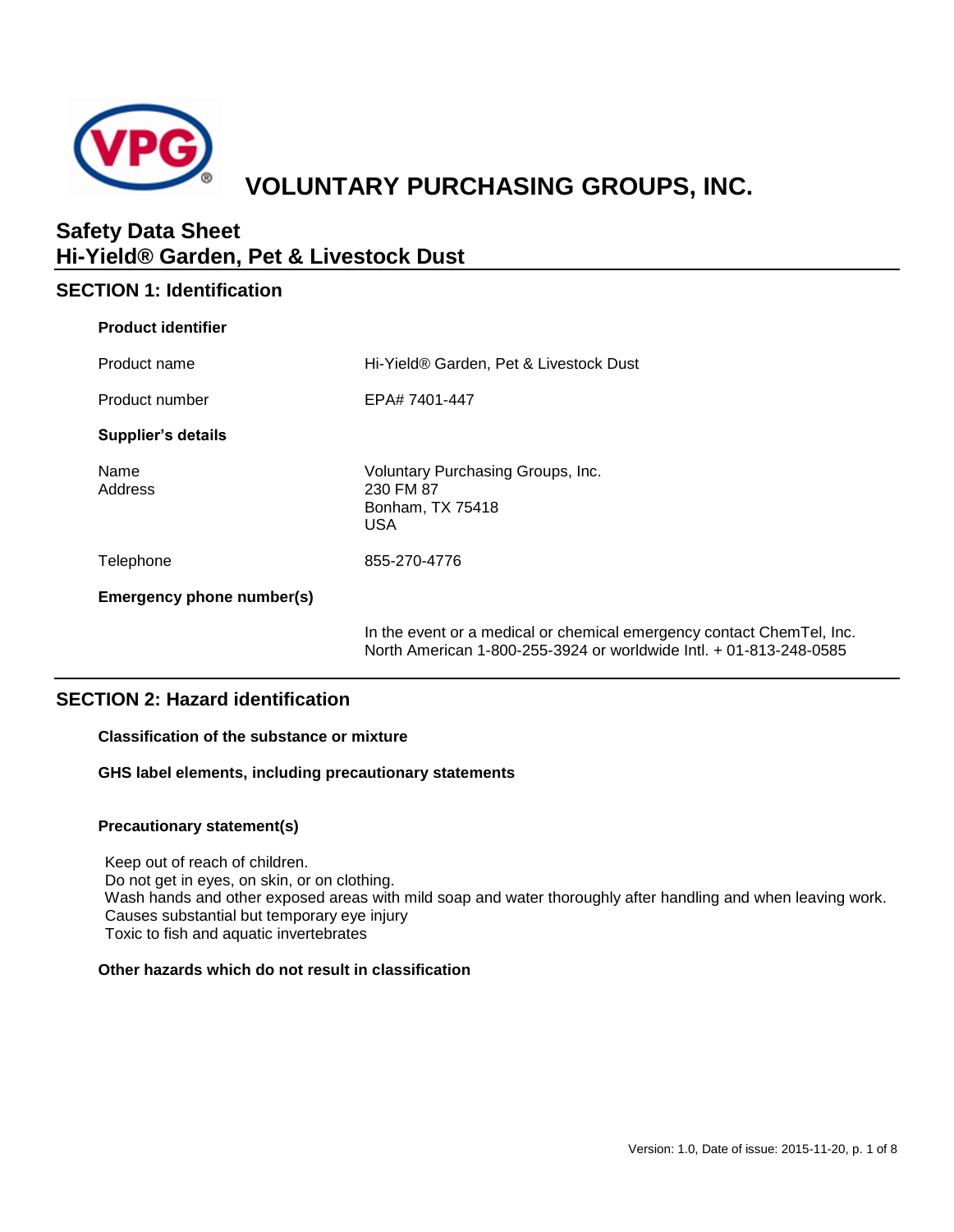# VOLUNTARY PURCHASING GROUPS, INC.

## Safety Data Sheet
## Hi-Yield® Garden, Pet & Livestock Dust

## SECTION 1: Identification

**Product identifier**

| | |
|---|---|
| Product name | Hi-Yield® Garden, Pet & Livestock Dust |
| Product number | EPA# 7401-447 |

**Supplier's details**

| | |
|---|---|
| Name<br>Address | Voluntary Purchasing Groups, Inc.<br>230 FM 87<br>Bonham, TX 75418<br>USA |
| Telephone | 855-270-4776 |

**Emergency phone number(s)**

In the event or a medical or chemical emergency contact ChemTel, Inc. North American 1-800-255-3924 or worldwide Intl. + 01-813-248-0585

## SECTION 2: Hazard identification

**Classification of the substance or mixture**

**GHS label elements, including precautionary statements**

**Precautionary statement(s)**

Keep out of reach of children.
Do not get in eyes, on skin, or on clothing.
Wash hands and other exposed areas with mild soap and water thoroughly after handling and when leaving work.
Causes substantial but temporary eye injury
Toxic to fish and aquatic invertebrates

**Other hazards which do not result in classification**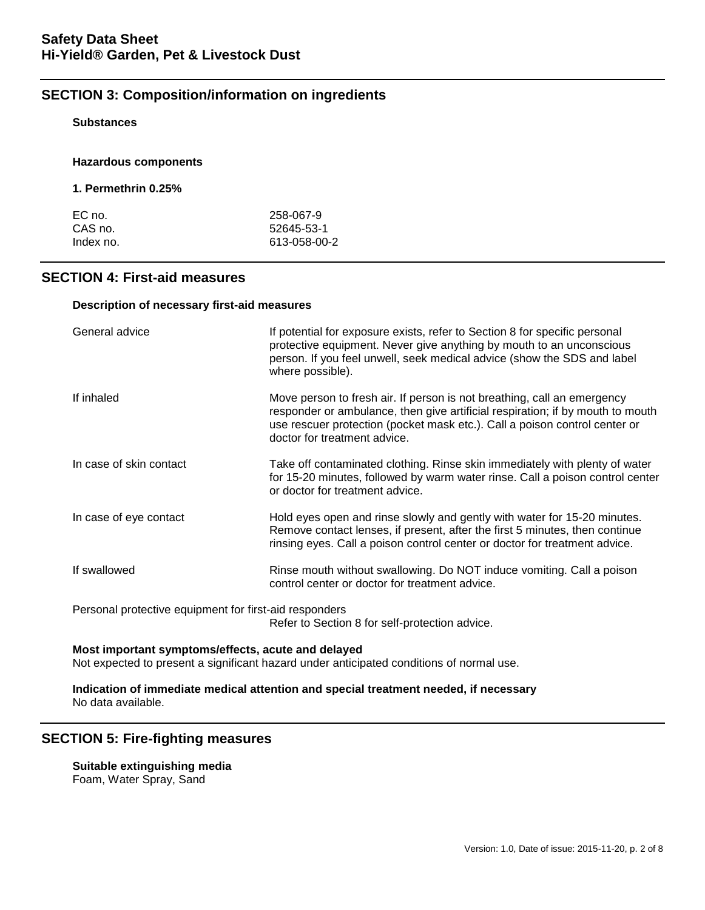## SECTION 3: Composition/information on ingredients

**Substances**

**Hazardous components**

**1. Permethrin 0.25%**

| | |
|---|---|
| EC no. | 258-067-9 |
| CAS no. | 52645-53-1 |
| Index no. | 613-058-00-2 |

## SECTION 4: First-aid measures

**Description of necessary first-aid measures**

| | |
|---|---|
| General advice | If potential for exposure exists, refer to Section 8 for specific personal protective equipment. Never give anything by mouth to an unconscious person. If you feel unwell, seek medical advice (show the SDS and label where possible). |
| If inhaled | Move person to fresh air. If person is not breathing, call an emergency responder or ambulance, then give artificial respiration; if by mouth to mouth use rescuer protection (pocket mask etc.). Call a poison control center or doctor for treatment advice. |
| In case of skin contact | Take off contaminated clothing. Rinse skin immediately with plenty of water for 15-20 minutes, followed by warm water rinse. Call a poison control center or doctor for treatment advice. |
| In case of eye contact | Hold eyes open and rinse slowly and gently with water for 15-20 minutes. Remove contact lenses, if present, after the first 5 minutes, then continue rinsing eyes. Call a poison control center or doctor for treatment advice. |
| If swallowed | Rinse mouth without swallowing. Do NOT induce vomiting. Call a poison control center or doctor for treatment advice. |

Personal protective equipment for first-aid responders
Refer to Section 8 for self-protection advice.

**Most important symptoms/effects, acute and delayed**
Not expected to present a significant hazard under anticipated conditions of normal use.

**Indication of immediate medical attention and special treatment needed, if necessary**
No data available.

## SECTION 5: Fire-fighting measures

**Suitable extinguishing media**
Foam, Water Spray, Sand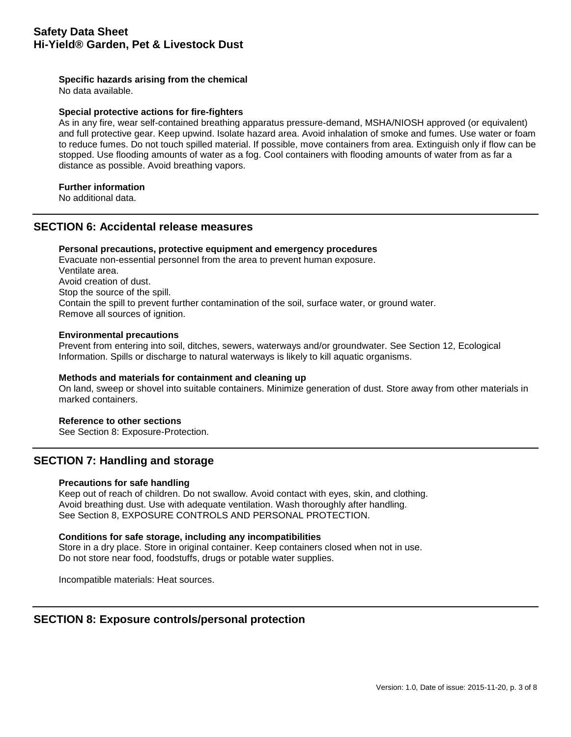**Specific hazards arising from the chemical**
No data available.

**Special protective actions for fire-fighters**
As in any fire, wear self-contained breathing apparatus pressure-demand, MSHA/NIOSH approved (or equivalent) and full protective gear. Keep upwind. Isolate hazard area. Avoid inhalation of smoke and fumes. Use water or foam to reduce fumes. Do not touch spilled material. If possible, move containers from area. Extinguish only if flow can be stopped. Use flooding amounts of water as a fog. Cool containers with flooding amounts of water from as far a distance as possible. Avoid breathing vapors.

**Further information**
No additional data.

## SECTION 6: Accidental release measures

**Personal precautions, protective equipment and emergency procedures**
Evacuate non-essential personnel from the area to prevent human exposure.
Ventilate area.
Avoid creation of dust.
Stop the source of the spill.
Contain the spill to prevent further contamination of the soil, surface water, or ground water.
Remove all sources of ignition.

**Environmental precautions**
Prevent from entering into soil, ditches, sewers, waterways and/or groundwater. See Section 12, Ecological Information. Spills or discharge to natural waterways is likely to kill aquatic organisms.

**Methods and materials for containment and cleaning up**
On land, sweep or shovel into suitable containers. Minimize generation of dust. Store away from other materials in marked containers.

**Reference to other sections**
See Section 8: Exposure-Protection.

## SECTION 7: Handling and storage

**Precautions for safe handling**
Keep out of reach of children. Do not swallow. Avoid contact with eyes, skin, and clothing.
Avoid breathing dust. Use with adequate ventilation. Wash thoroughly after handling.
See Section 8, EXPOSURE CONTROLS AND PERSONAL PROTECTION.

**Conditions for safe storage, including any incompatibilities**
Store in a dry place. Store in original container. Keep containers closed when not in use.
Do not store near food, foodstuffs, drugs or potable water supplies.

Incompatible materials: Heat sources.

## SECTION 8: Exposure controls/personal protection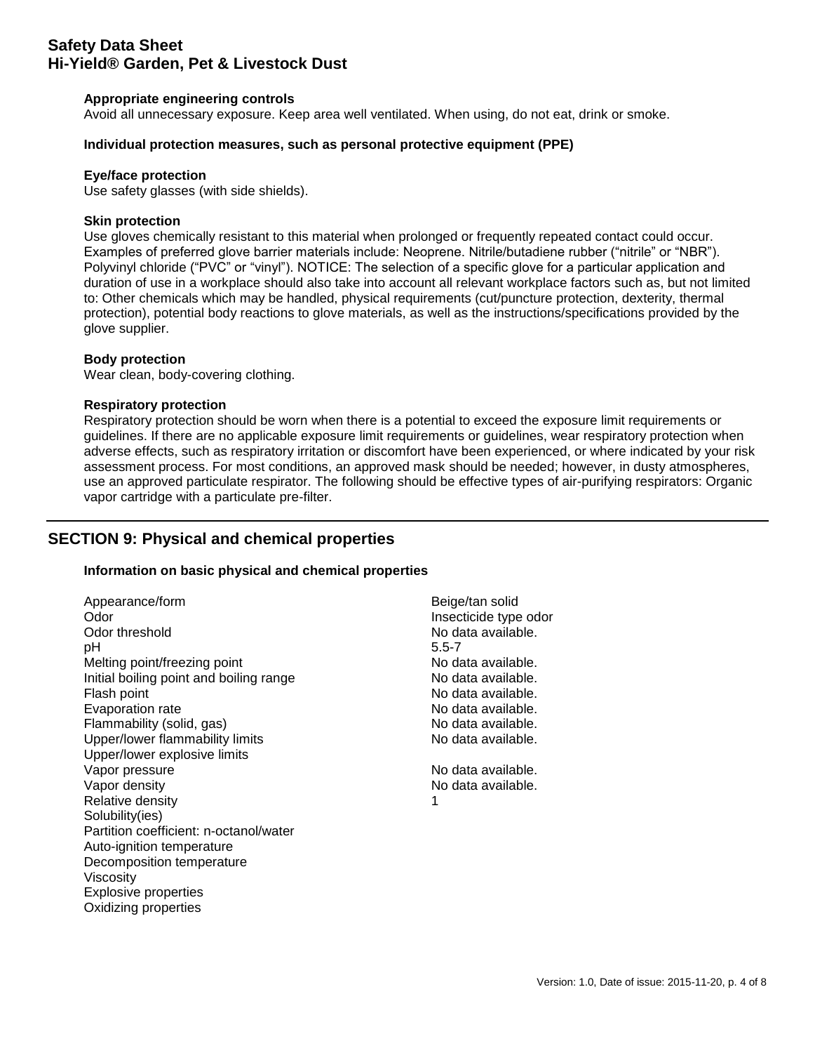**Appropriate engineering controls**

Avoid all unnecessary exposure. Keep area well ventilated. When using, do not eat, drink or smoke.

**Individual protection measures, such as personal protective equipment (PPE)**

**Eye/face protection**

Use safety glasses (with side shields).

**Skin protection**

Use gloves chemically resistant to this material when prolonged or frequently repeated contact could occur. Examples of preferred glove barrier materials include: Neoprene. Nitrile/butadiene rubber ("nitrile" or "NBR"). Polyvinyl chloride ("PVC" or "vinyl"). NOTICE: The selection of a specific glove for a particular application and duration of use in a workplace should also take into account all relevant workplace factors such as, but not limited to: Other chemicals which may be handled, physical requirements (cut/puncture protection, dexterity, thermal protection), potential body reactions to glove materials, as well as the instructions/specifications provided by the glove supplier.

**Body protection**

Wear clean, body-covering clothing.

**Respiratory protection**

Respiratory protection should be worn when there is a potential to exceed the exposure limit requirements or guidelines. If there are no applicable exposure limit requirements or guidelines, wear respiratory protection when adverse effects, such as respiratory irritation or discomfort have been experienced, or where indicated by your risk assessment process. For most conditions, an approved mask should be needed; however, in dusty atmospheres, use an approved particulate respirator. The following should be effective types of air-purifying respirators: Organic vapor cartridge with a particulate pre-filter.

## SECTION 9: Physical and chemical properties

**Information on basic physical and chemical properties**

| Property | Value |
| --- | --- |
| Appearance/form | Beige/tan solid |
| Odor | Insecticide type odor |
| Odor threshold | No data available. |
| pH | 5.5-7 |
| Melting point/freezing point | No data available. |
| Initial boiling point and boiling range | No data available. |
| Flash point | No data available. |
| Evaporation rate | No data available. |
| Flammability (solid, gas) | No data available. |
| Upper/lower flammability limits | No data available. |
| Upper/lower explosive limits | |
| Vapor pressure | No data available. |
| Vapor density | No data available. |
| Relative density | 1 |
| Solubility(ies) | |
| Partition coefficient: n-octanol/water | |
| Auto-ignition temperature | |
| Decomposition temperature | |
| Viscosity | |
| Explosive properties | |
| Oxidizing properties | |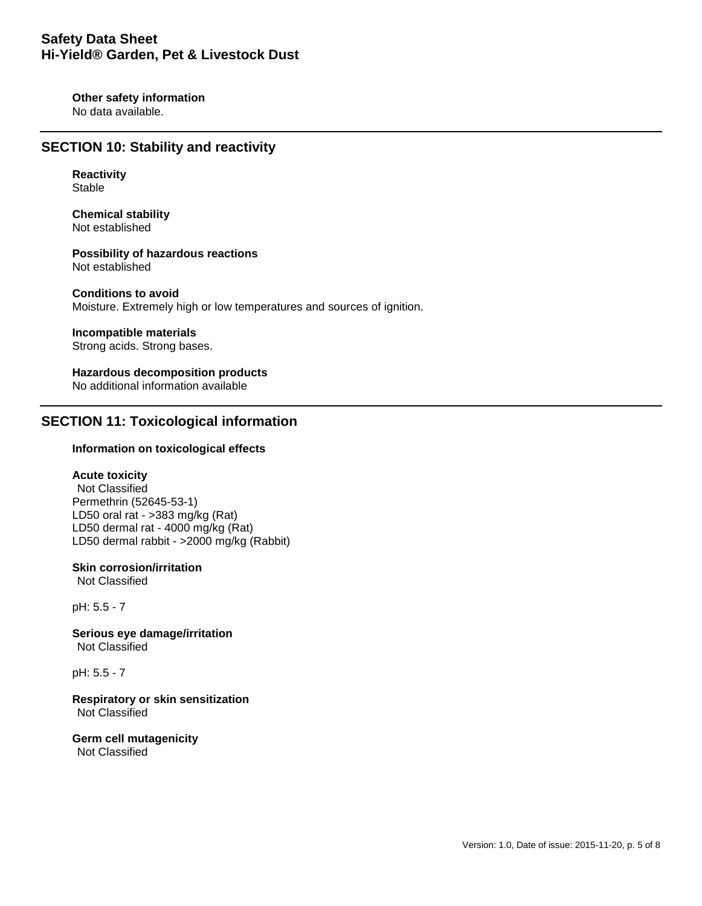**Other safety information**
No data available.

## SECTION 10: Stability and reactivity

**Reactivity**
Stable

**Chemical stability**
Not established

**Possibility of hazardous reactions**
Not established

**Conditions to avoid**
Moisture. Extremely high or low temperatures and sources of ignition.

**Incompatible materials**
Strong acids. Strong bases.

**Hazardous decomposition products**
No additional information available

## SECTION 11: Toxicological information

**Information on toxicological effects**

**Acute toxicity**
Not Classified
Permethrin (52645-53-1)
LD50 oral rat - >383 mg/kg (Rat)
LD50 dermal rat - 4000 mg/kg (Rat)
LD50 dermal rabbit - >2000 mg/kg (Rabbit)

**Skin corrosion/irritation**
Not Classified

pH: 5.5 - 7

**Serious eye damage/irritation**
Not Classified

pH: 5.5 - 7

**Respiratory or skin sensitization**
Not Classified

**Germ cell mutagenicity**
Not Classified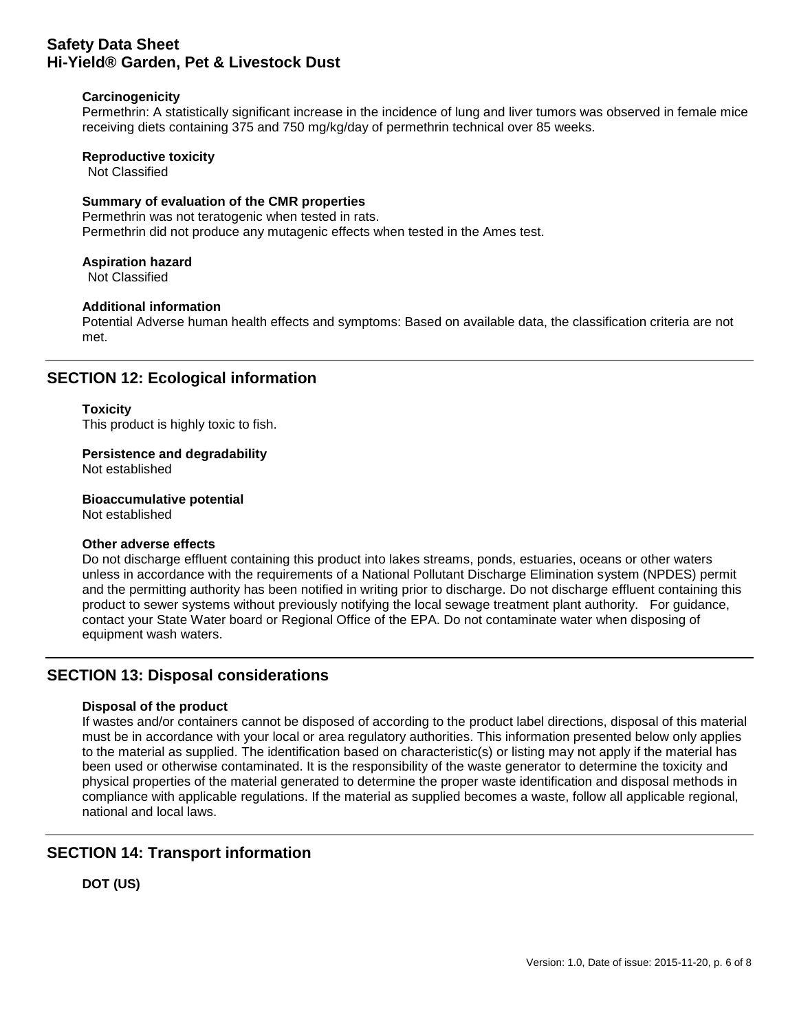**Carcinogenicity**

Permethrin: A statistically significant increase in the incidence of lung and liver tumors was observed in female mice receiving diets containing 375 and 750 mg/kg/day of permethrin technical over 85 weeks.

**Reproductive toxicity**

Not Classified

**Summary of evaluation of the CMR properties**

Permethrin was not teratogenic when tested in rats.
Permethrin did not produce any mutagenic effects when tested in the Ames test.

**Aspiration hazard**

Not Classified

**Additional information**

Potential Adverse human health effects and symptoms: Based on available data, the classification criteria are not met.

## SECTION 12: Ecological information

**Toxicity**

This product is highly toxic to fish.

**Persistence and degradability**

Not established

**Bioaccumulative potential**

Not established

**Other adverse effects**

Do not discharge effluent containing this product into lakes streams, ponds, estuaries, oceans or other waters unless in accordance with the requirements of a National Pollutant Discharge Elimination system (NPDES) permit and the permitting authority has been notified in writing prior to discharge. Do not discharge effluent containing this product to sewer systems without previously notifying the local sewage treatment plant authority. For guidance, contact your State Water board or Regional Office of the EPA. Do not contaminate water when disposing of equipment wash waters.

## SECTION 13: Disposal considerations

**Disposal of the product**

If wastes and/or containers cannot be disposed of according to the product label directions, disposal of this material must be in accordance with your local or area regulatory authorities. This information presented below only applies to the material as supplied. The identification based on characteristic(s) or listing may not apply if the material has been used or otherwise contaminated. It is the responsibility of the waste generator to determine the toxicity and physical properties of the material generated to determine the proper waste identification and disposal methods in compliance with applicable regulations. If the material as supplied becomes a waste, follow all applicable regional, national and local laws.

## SECTION 14: Transport information

**DOT (US)**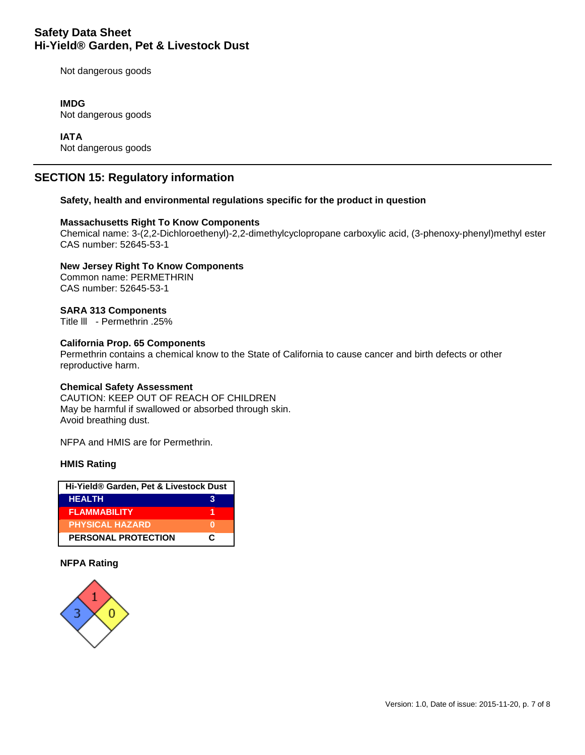Not dangerous goods

**IMDG**
Not dangerous goods

**IATA**
Not dangerous goods

## SECTION 15: Regulatory information

**Safety, health and environmental regulations specific for the product in question**

**Massachusetts Right To Know Components**
Chemical name: 3-(2,2-Dichloroethenyl)-2,2-dimethylcyclopropane carboxylic acid, (3-phenoxy-phenyl)methyl ester
CAS number: 52645-53-1

**New Jersey Right To Know Components**
Common name: PERMETHRIN
CAS number: 52645-53-1

**SARA 313 Components**
Title lll - Permethrin .25%

**California Prop. 65 Components**
Permethrin contains a chemical know to the State of California to cause cancer and birth defects or other reproductive harm.

**Chemical Safety Assessment**
CAUTION: KEEP OUT OF REACH OF CHILDREN
May be harmful if swallowed or absorbed through skin.
Avoid breathing dust.

NFPA and HMIS are for Permethrin.

**HMIS Rating**

| Hi-Yield® Garden, Pet & Livestock Dust | |
|---|---|
| HEALTH | 3 |
| FLAMMABILITY | 1 |
| PHYSICAL HAZARD | 0 |
| PERSONAL PROTECTION | C |

**NFPA Rating**

| Health | Flammability | Instability | Special |
|---|---|---|---|
| 3 | 1 | 0 | |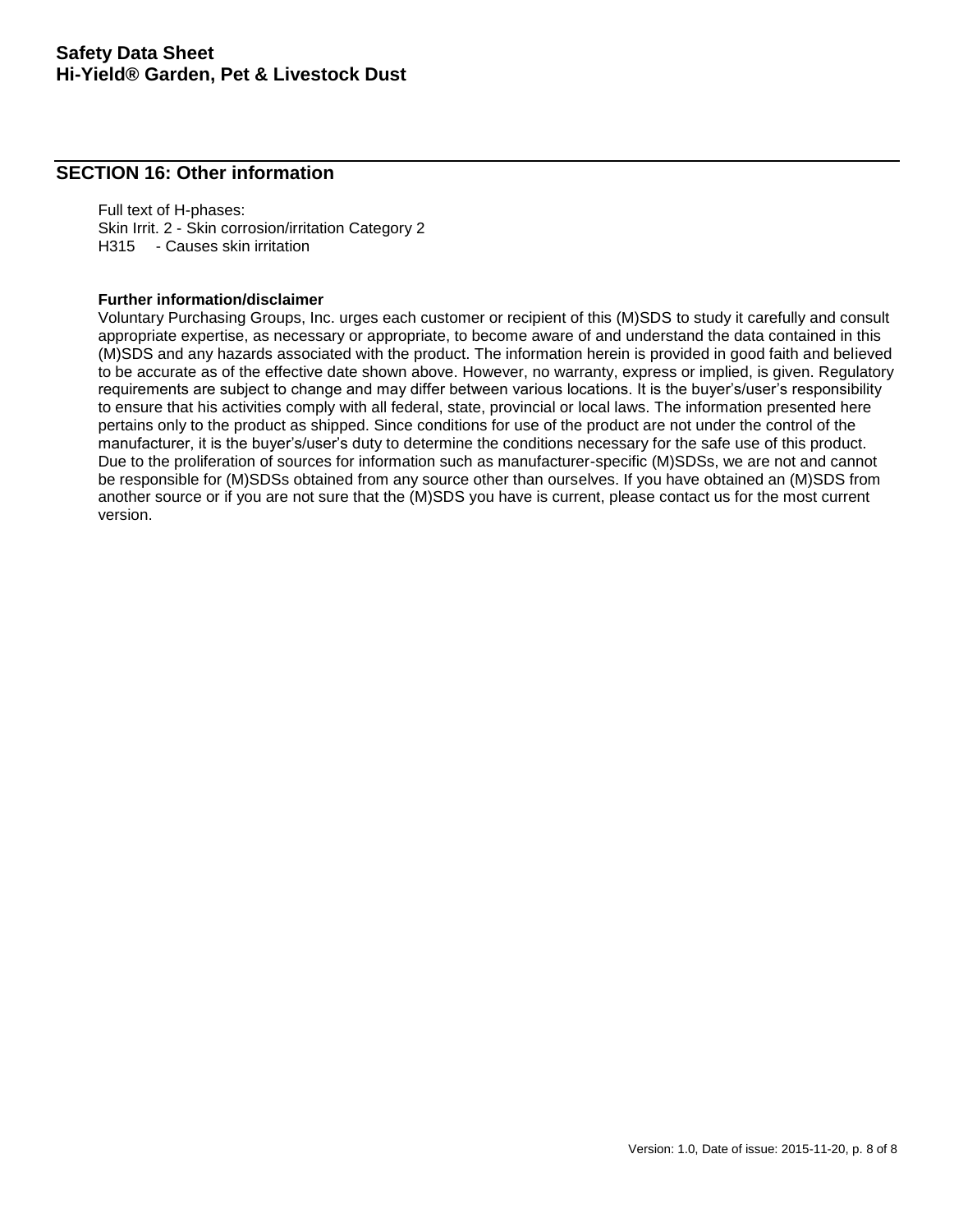## SECTION 16: Other information

Full text of H-phases:
Skin Irrit. 2 - Skin corrosion/irritation Category 2
H315 - Causes skin irritation

**Further information/disclaimer**

Voluntary Purchasing Groups, Inc. urges each customer or recipient of this (M)SDS to study it carefully and consult appropriate expertise, as necessary or appropriate, to become aware of and understand the data contained in this (M)SDS and any hazards associated with the product. The information herein is provided in good faith and believed to be accurate as of the effective date shown above. However, no warranty, express or implied, is given. Regulatory requirements are subject to change and may differ between various locations. It is the buyer's/user's responsibility to ensure that his activities comply with all federal, state, provincial or local laws. The information presented here pertains only to the product as shipped. Since conditions for use of the product are not under the control of the manufacturer, it is the buyer's/user's duty to determine the conditions necessary for the safe use of this product. Due to the proliferation of sources for information such as manufacturer-specific (M)SDSs, we are not and cannot be responsible for (M)SDSs obtained from any source other than ourselves. If you have obtained an (M)SDS from another source or if you are not sure that the (M)SDS you have is current, please contact us for the most current version.